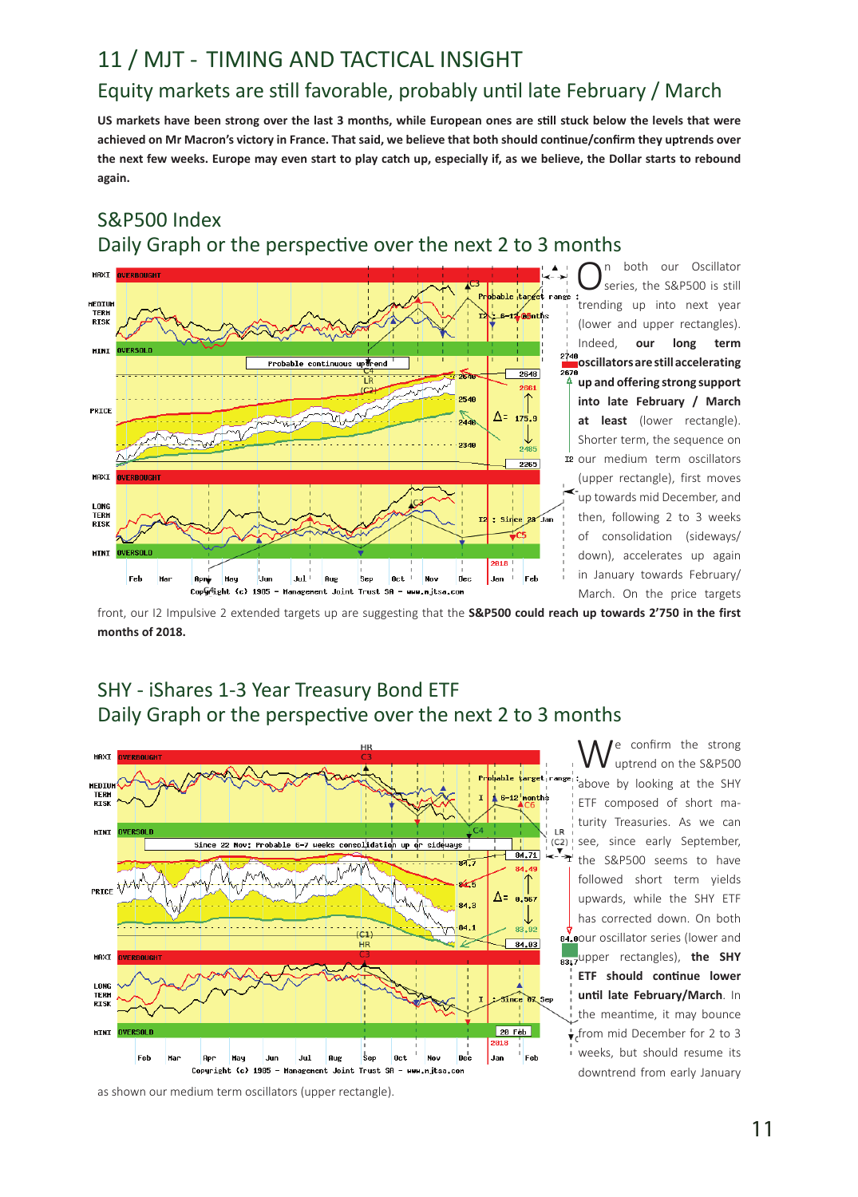# 11 / MJT - TIMING AND TACTICAL INSIGHT

## Equity markets are still favorable, probably until late February / March

**US markets have been strong over the last 3 months, while European ones are still stuck below the levels that were achieved on Mr Macron's victory in France. That said, we believe that both should continue/confirm they uptrends over the next few weeks. Europe may even start to play catch up, especially if, as we believe, the Dollar starts to rebound again.**

## S&P500 Index

### Daily Graph or the perspective over the next 2 to 3 months

On both our Oscillator series, the S&P500 is still trending up into next year (lower and upper rectangles). Indeed, **our long term oscillators are still accelerating up and offering strong support into late February / March at least** (lower rectangle). Shorter term, the sequence on our medium term oscillators (upper rectangle), first moves up towards mid December, and then, following 2 to 3 weeks of consolidation (sideways/down), accelerates up again in January towards February/March. On the price targets front, our I2 Impulsive 2 extended targets up are suggesting that the **S&P500 could reach up towards 2'750 in the first months of 2018.**

## SHY - iShares 1-3 Year Treasury Bond ETF

### Daily Graph or the perspective over the next 2 to 3 months

We confirm the strong uptrend on the S&P500 above by looking at the SHY ETF composed of short maturity Treasuries. As we can see, since early September, the S&P500 seems to have followed short term yields upwards, while the SHY ETF has corrected down. On both our oscillator series (lower and upper rectangles), **the SHY ETF should continue lower until late February/March**. In the meantime, it may bounce from mid December for 2 to 3 weeks, but should resume its downtrend from early January as shown our medium term oscillators (upper rectangle).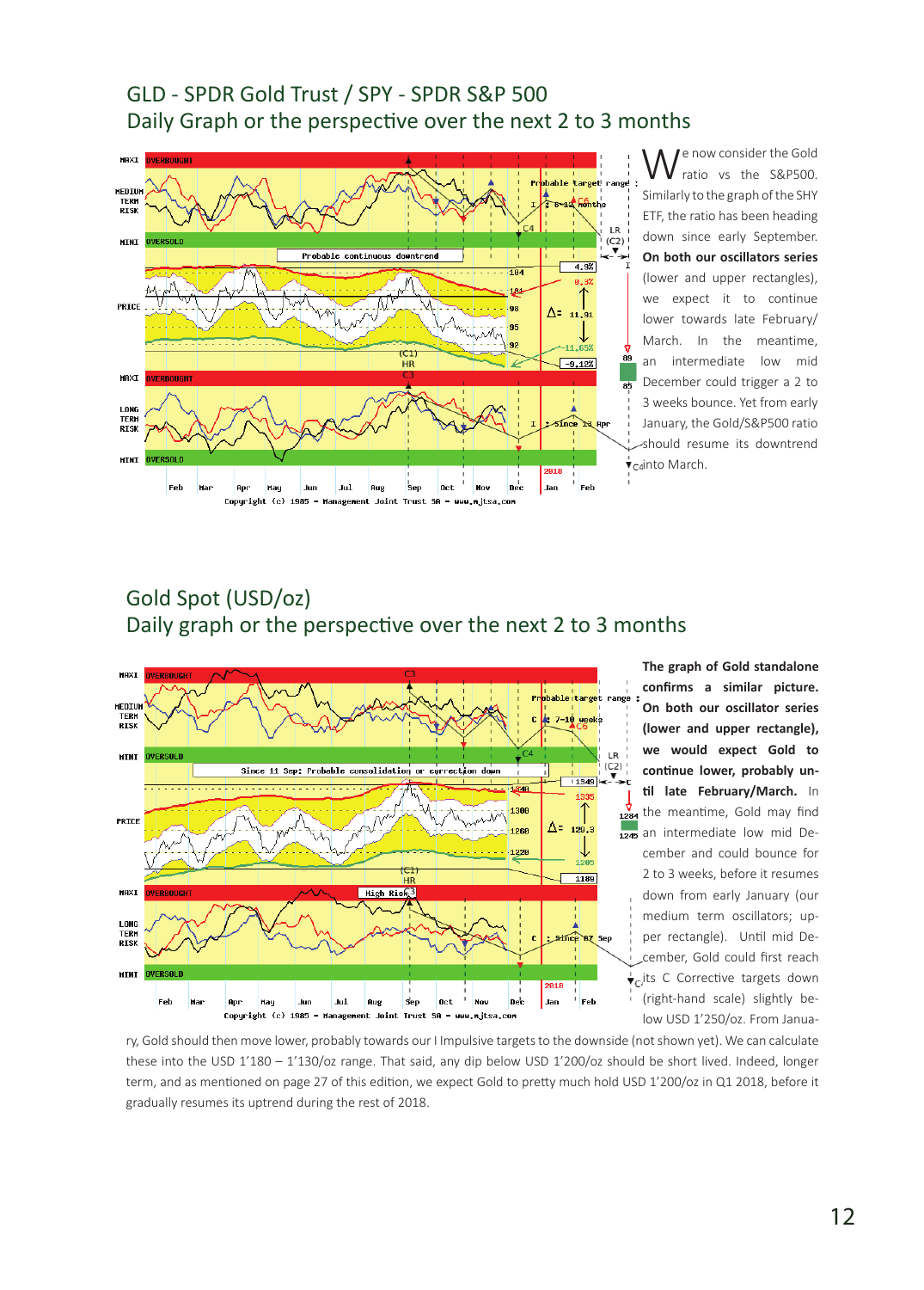## GLD - SPDR Gold Trust / SPY - SPDR S&P 500
## Daily Graph or the perspective over the next 2 to 3 months

We now consider the Gold ratio vs the S&P500. Similarly to the graph of the SHY ETF, the ratio has been heading down since early September. **On both our oscillators series** (lower and upper rectangles), we expect it to continue lower towards late February/March. In the meantime, an intermediate low mid December could trigger a 2 to 3 weeks bounce. Yet from early January, the Gold/S&P500 ratio should resume its downtrend into March.

## Gold Spot (USD/oz)
## Daily graph or the perspective over the next 2 to 3 months

**The graph of Gold standalone confirms a similar picture. On both our oscillator series (lower and upper rectangle), we would expect Gold to continue lower, probably until late February/March.** In the meantime, Gold may find an intermediate low mid December and could bounce for 2 to 3 weeks, before it resumes down from early January (our medium term oscillators; upper rectangle). Until mid December, Gold could first reach its C Corrective targets down (right-hand scale) slightly below USD 1'250/oz. From January, Gold should then move lower, probably towards our I Impulsive targets to the downside (not shown yet). We can calculate these into the USD 1'180 – 1'130/oz range. That said, any dip below USD 1'200/oz should be short lived. Indeed, longer term, and as mentioned on page 27 of this edition, we expect Gold to pretty much hold USD 1'200/oz in Q1 2018, before it gradually resumes its uptrend during the rest of 2018.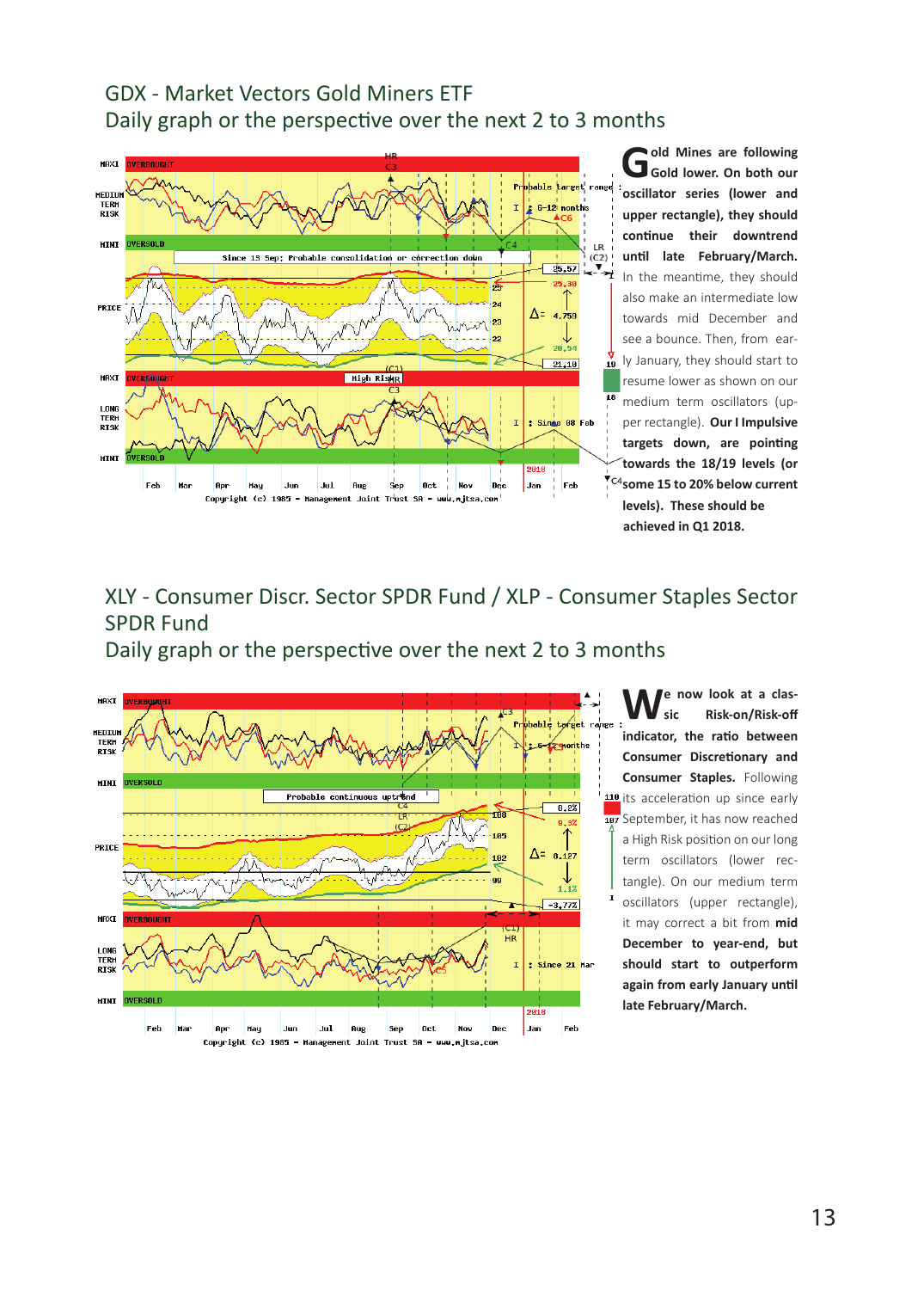## GDX - Market Vectors Gold Miners ETF
## Daily graph or the perspective over the next 2 to 3 months

**Gold Mines are following Gold lower. On both our oscillator series (lower and upper rectangle), they should continue their downtrend until late February/March.** In the meantime, they should also make an intermediate low towards mid December and see a bounce. Then, from early January, they should start to resume lower as shown on our medium term oscillators (upper rectangle). **Our I Impulsive targets down, are pointing towards the 18/19 levels (or some 15 to 20% below current levels). These should be achieved in Q1 2018.**

## XLY - Consumer Discr. Sector SPDR Fund / XLP - Consumer Staples Sector SPDR Fund
## Daily graph or the perspective over the next 2 to 3 months

**We now look at a classic Risk-on/Risk-off indicator, the ratio between Consumer Discretionary and Consumer Staples.** Following its acceleration up since early September, it has now reached a High Risk position on our long term oscillators (lower rectangle). On our medium term oscillators (upper rectangle), it may correct a bit from **mid December to year-end, but should start to outperform again from early January until late February/March.**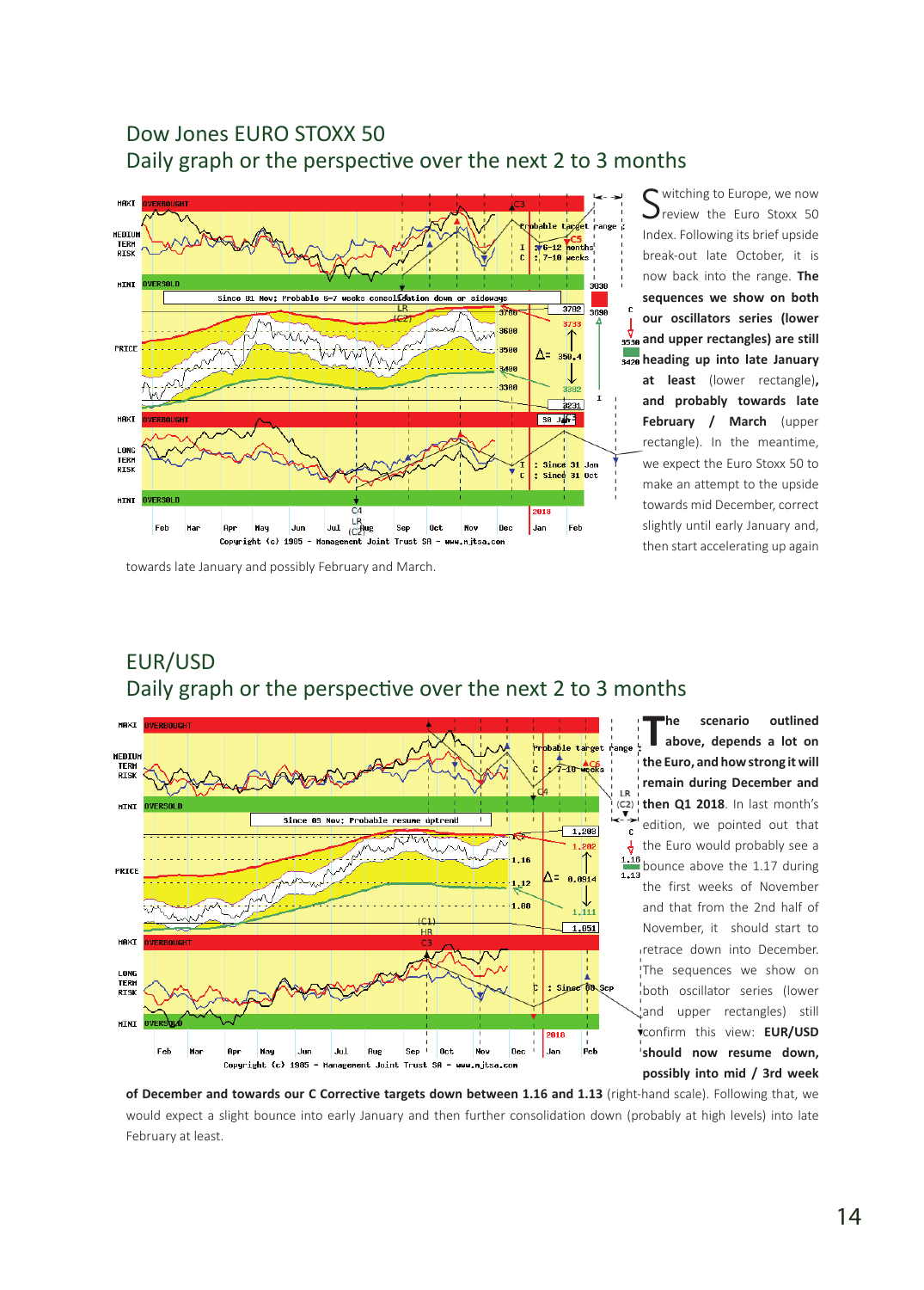## Dow Jones EURO STOXX 50
### Daily graph or the perspective over the next 2 to 3 months

Switching to Europe, we now review the Euro Stoxx 50 Index. Following its brief upside break-out late October, it is now back into the range. **The sequences we show on both our oscillators series (lower and upper rectangles) are still heading up into late January at least** (lower rectangle)**, and probably towards late February / March** (upper rectangle). In the meantime, we expect the Euro Stoxx 50 to make an attempt to the upside towards mid December, correct slightly until early January and, then start accelerating up again towards late January and possibly February and March.

## EUR/USD
### Daily graph or the perspective over the next 2 to 3 months

**The scenario outlined above, depends a lot on the Euro, and how strong it will remain during December and then Q1 2018**. In last month's edition, we pointed out that the Euro would probably see a bounce above the 1.17 during the first weeks of November and that from the 2nd half of November, it should start to retrace down into December. The sequences we show on both oscillator series (lower and upper rectangles) still confirm this view: **EUR/USD should now resume down, possibly into mid / 3rd week of December and towards our C Corrective targets down between 1.16 and 1.13** (right-hand scale). Following that, we would expect a slight bounce into early January and then further consolidation down (probably at high levels) into late February at least.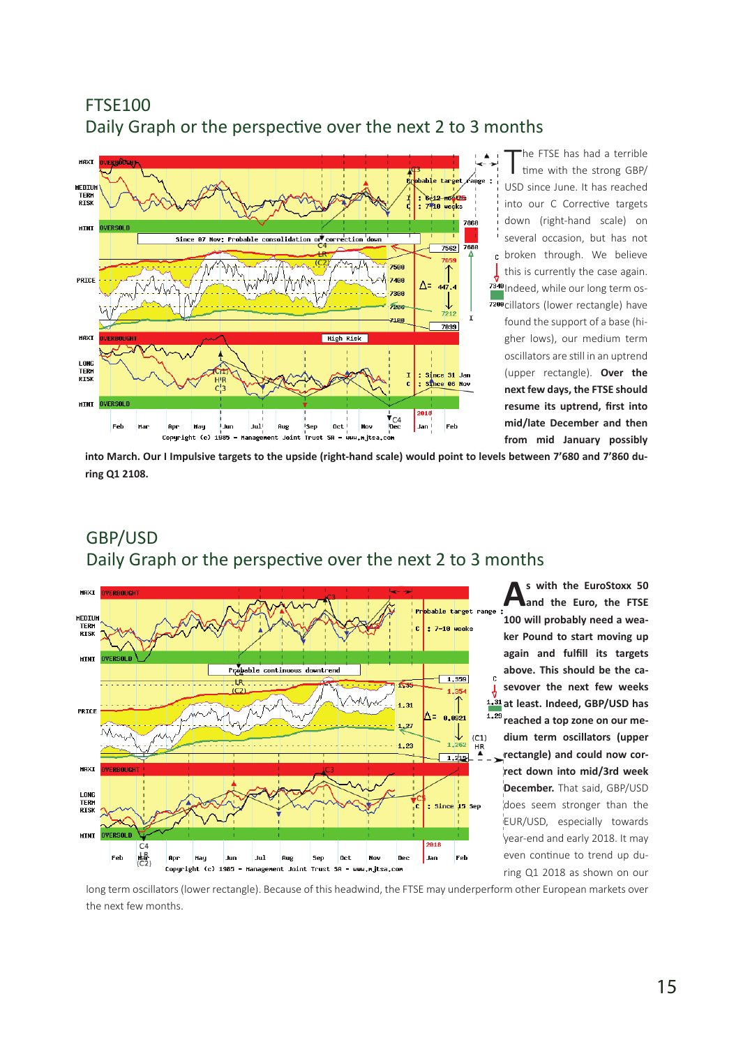## FTSE100

### Daily Graph or the perspective over the next 2 to 3 months

The FTSE has had a terrible time with the strong GBP/USD since June. It has reached into our C Corrective targets down (right-hand scale) on several occasion, but has not broken through. We believe this is currently the case again. Indeed, while our long term oscillators (lower rectangle) have found the support of a base (higher lows), our medium term oscillators are still in an uptrend (upper rectangle). **Over the next few days, the FTSE should resume its uptrend, first into mid/late December and then from mid January possibly into March. Our I Impulsive targets to the upside (right-hand scale) would point to levels between 7'680 and 7'860 during Q1 2108.**

## GBP/USD

### Daily Graph or the perspective over the next 2 to 3 months

**As with the EuroStoxx 50 and the Euro, the FTSE 100 will probably need a weaker Pound to start moving up again and fulfill its targets above. This should be the case over the next few weeks at least. Indeed, GBP/USD has reached a top zone on our medium term oscillators (upper rectangle) and could now correct down into mid/3rd week December.** That said, GBP/USD does seem stronger than the EUR/USD, especially towards year-end and early 2018. It may even continue to trend up during Q1 2018 as shown on our long term oscillators (lower rectangle). Because of this headwind, the FTSE may underperform other European markets over the next few months.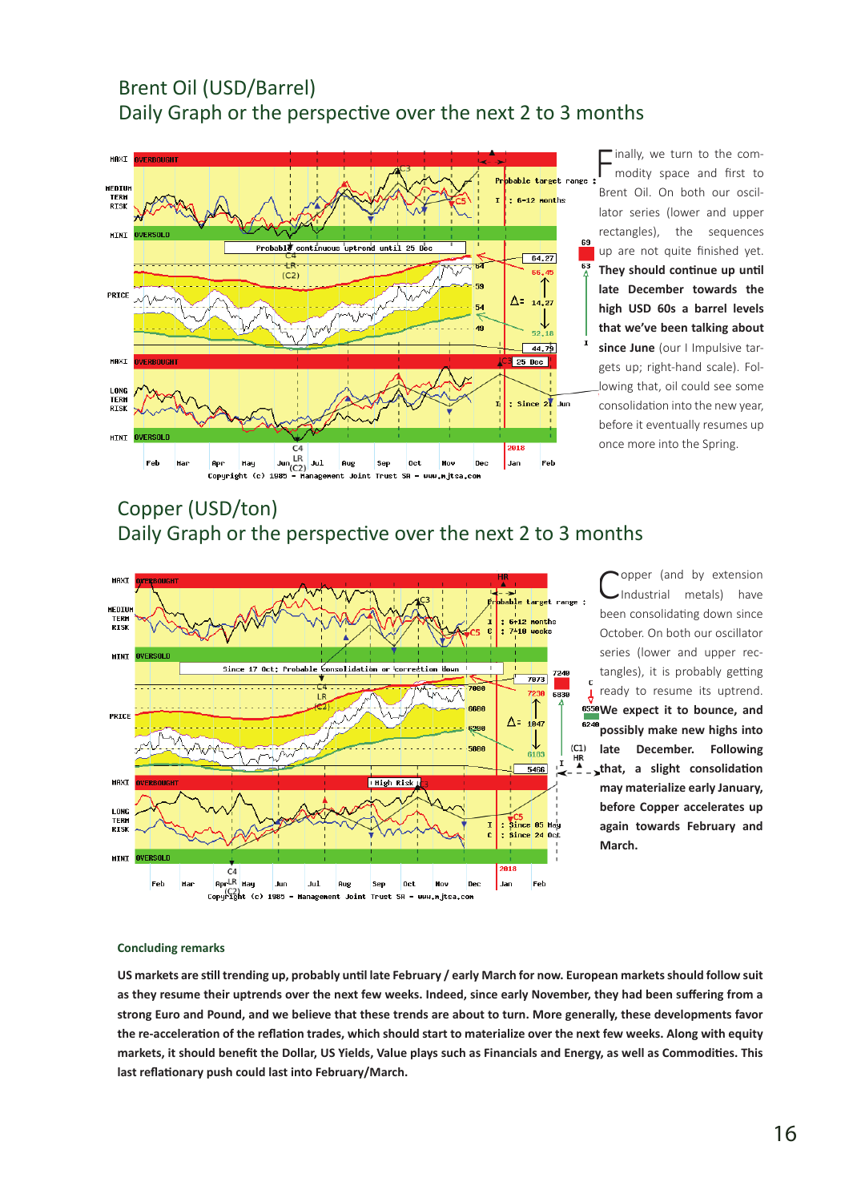## Brent Oil (USD/Barrel)
## Daily Graph or the perspective over the next 2 to 3 months

MAXI OVERBOUGHT
MEDIUM TERM RISK
MINI OVERSOLD
Probable target range :
I : 6-12 months
Probable continuous uptrend until 25 Dec
C4 LR (C2)
PRICE
64.27
66.45
64
59
54
49
Δ= 14.27
52.18
44.79
69
63
MAXI OVERBOUGHT
25 Dec
LONG TERM RISK
I : Since 21 Jun
MINI OVERSOLD
2018
Feb Mar Apr May Jun Jul Aug Sep Oct Nov Dec Jan Feb
Copyright (c) 1985 - Management Joint Trust SA - www.mjtsa.com

Finally, we turn to the commodity space and first to Brent Oil. On both our oscillator series (lower and upper rectangles), the sequences up are not quite finished yet. **They should continue up until late December towards the high USD 60s a barrel levels that we've been talking about since June** (our I Impulsive targets up; right-hand scale). Following that, oil could see some consolidation into the new year, before it eventually resumes up once more into the Spring.

## Copper (USD/ton)
## Daily Graph or the perspective over the next 2 to 3 months

MAXI OVERBOUGHT
HR
MEDIUM TERM RISK
C3
Probable target range :
I : 6-12 months
C : 7-10 weeks
C5
MINI OVERSOLD
Since 17 Oct: Probable consolidation or correction down
C4 LR (C2)
PRICE
7073
7230
7249
6830
6550
6240
7000
6600
6200
5800
Δ= 1047
6183
5466
(C1) HR
MAXI OVERBOUGHT
High Risk
LONG TERM RISK
I : Since 05 May
C : Since 24 Oct
MINI OVERSOLD
2018
Feb Mar Apr May Jun Jul Aug Sep Oct Nov Dec Jan Feb
Copyright (c) 1985 - Management Joint Trust SA - www.mjtsa.com

Copper (and by extension Industrial metals) have been consolidating down since October. On both our oscillator series (lower and upper rectangles), it is probably getting ready to resume its uptrend. **We expect it to bounce, and possibly make new highs into late December. Following that, a slight consolidation may materialize early January, before Copper accelerates up again towards February and March.**

#### Concluding remarks

**US markets are still trending up, probably until late February / early March for now. European markets should follow suit as they resume their uptrends over the next few weeks. Indeed, since early November, they had been suffering from a strong Euro and Pound, and we believe that these trends are about to turn. More generally, these developments favor the re-acceleration of the reflation trades, which should start to materialize over the next few weeks. Along with equity markets, it should benefit the Dollar, US Yields, Value plays such as Financials and Energy, as well as Commodities. This last reflationary push could last into February/March.**